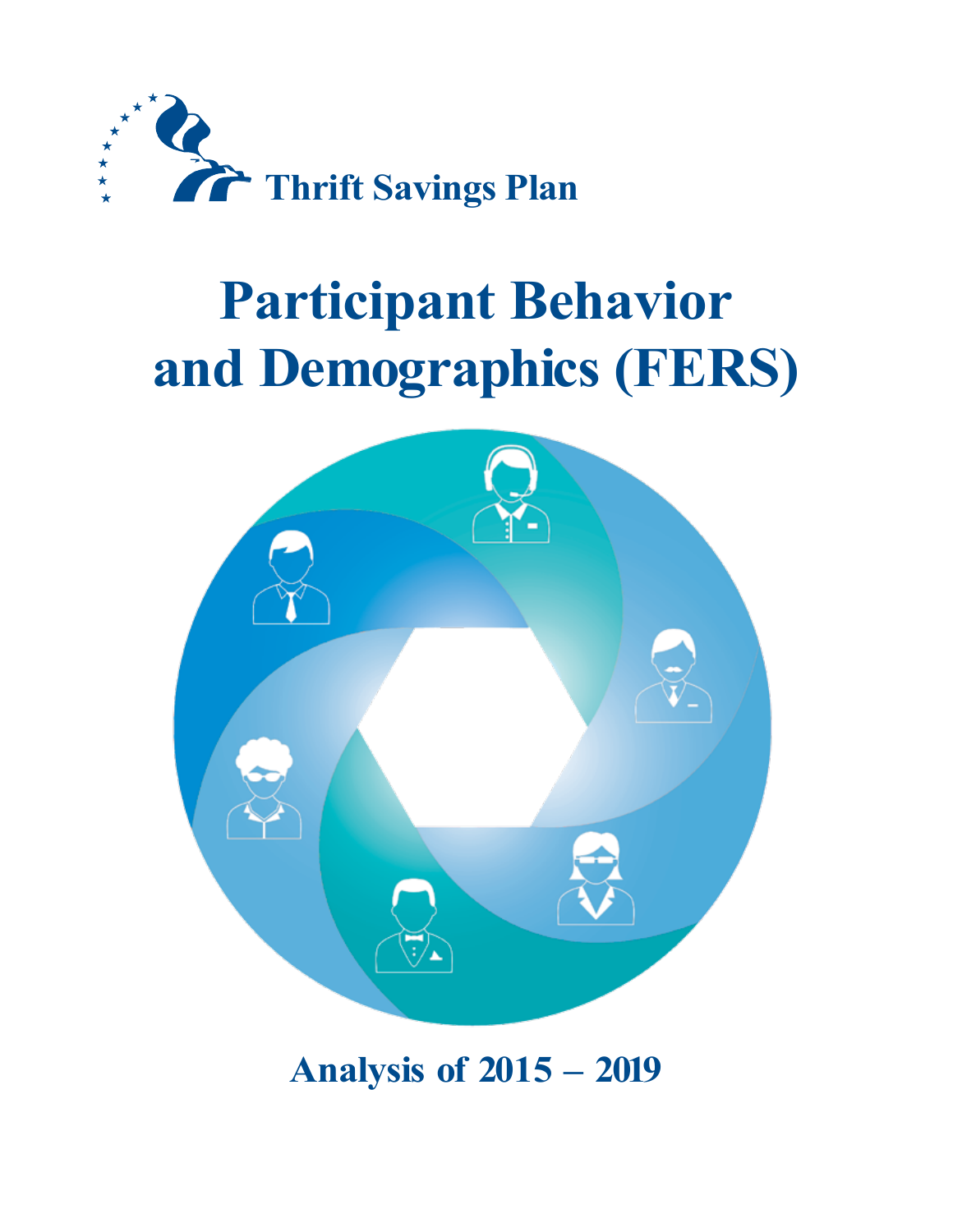Thrift Savings Plan

# Participant Behavior and Demographics (FERS)

## Analysis of 2015 – 2019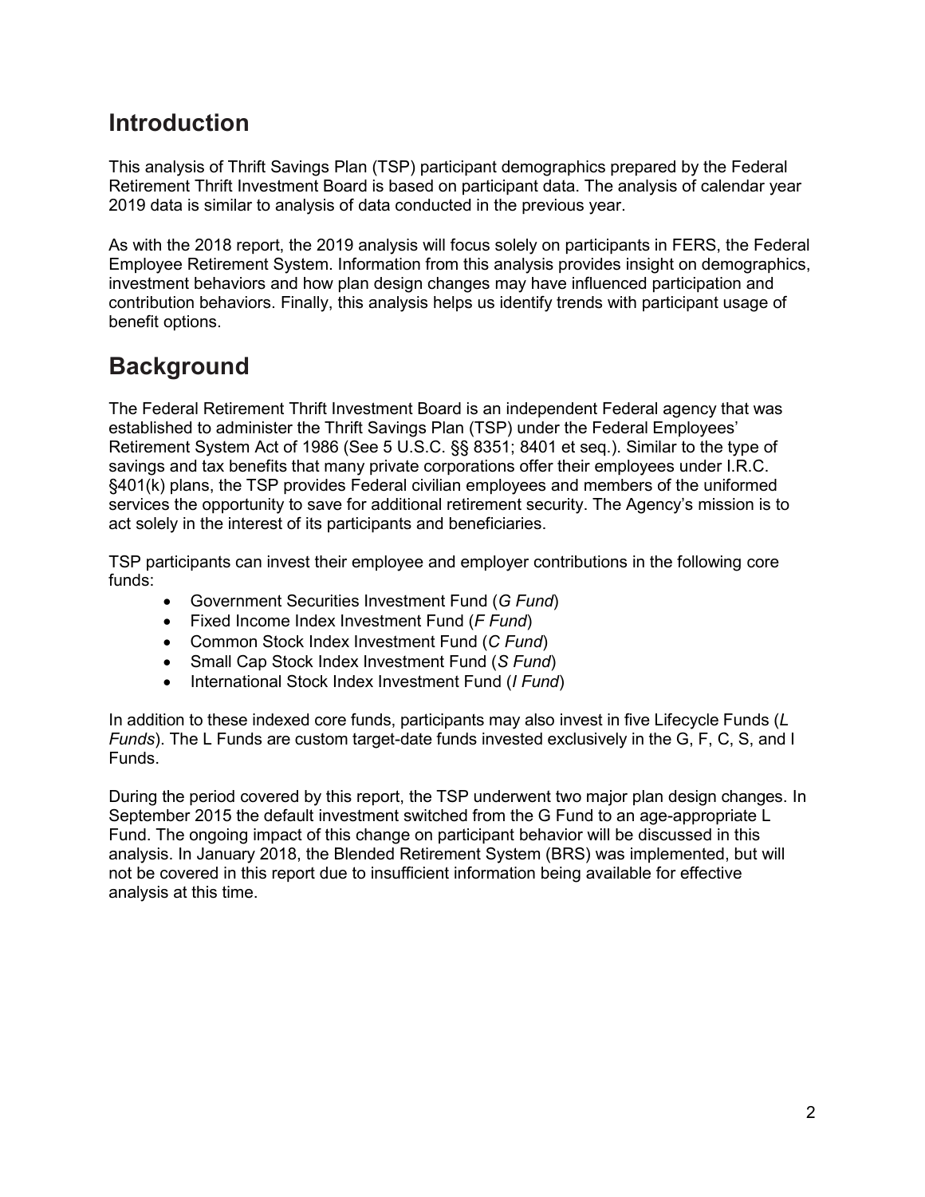## Introduction

This analysis of Thrift Savings Plan (TSP) participant demographics prepared by the Federal Retirement Thrift Investment Board is based on participant data. The analysis of calendar year 2019 data is similar to analysis of data conducted in the previous year.

As with the 2018 report, the 2019 analysis will focus solely on participants in FERS, the Federal Employee Retirement System. Information from this analysis provides insight on demographics, investment behaviors and how plan design changes may have influenced participation and contribution behaviors. Finally, this analysis helps us identify trends with participant usage of benefit options.

## Background

The Federal Retirement Thrift Investment Board is an independent Federal agency that was established to administer the Thrift Savings Plan (TSP) under the Federal Employees' Retirement System Act of 1986 (See 5 U.S.C. §§ 8351; 8401 et seq.). Similar to the type of savings and tax benefits that many private corporations offer their employees under I.R.C. §401(k) plans, the TSP provides Federal civilian employees and members of the uniformed services the opportunity to save for additional retirement security. The Agency's mission is to act solely in the interest of its participants and beneficiaries.

TSP participants can invest their employee and employer contributions in the following core funds:

- Government Securities Investment Fund (*G Fund*)
- Fixed Income Index Investment Fund (*F Fund*)
- Common Stock Index Investment Fund (*C Fund*)
- Small Cap Stock Index Investment Fund (*S Fund*)
- International Stock Index Investment Fund (*I Fund*)

In addition to these indexed core funds, participants may also invest in five Lifecycle Funds (*L Funds*). The L Funds are custom target-date funds invested exclusively in the G, F, C, S, and I Funds.

During the period covered by this report, the TSP underwent two major plan design changes. In September 2015 the default investment switched from the G Fund to an age-appropriate L Fund. The ongoing impact of this change on participant behavior will be discussed in this analysis. In January 2018, the Blended Retirement System (BRS) was implemented, but will not be covered in this report due to insufficient information being available for effective analysis at this time.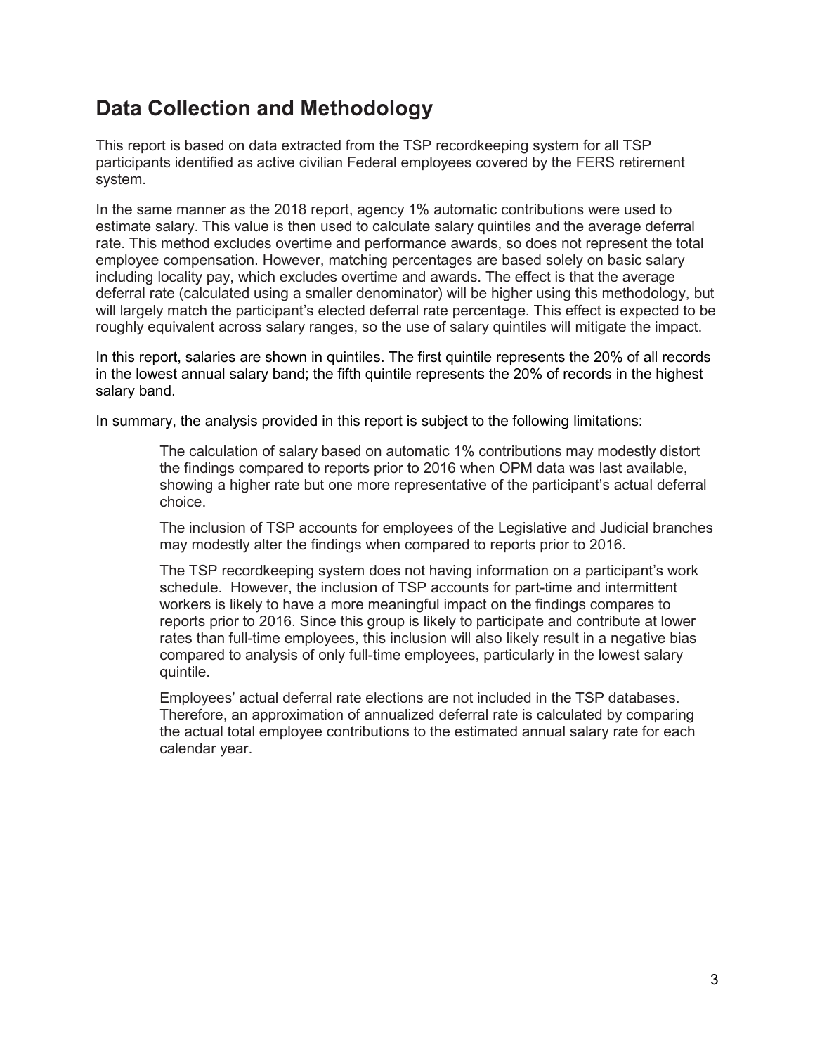## Data Collection and Methodology

This report is based on data extracted from the TSP recordkeeping system for all TSP participants identified as active civilian Federal employees covered by the FERS retirement system.

In the same manner as the 2018 report, agency 1% automatic contributions were used to estimate salary. This value is then used to calculate salary quintiles and the average deferral rate. This method excludes overtime and performance awards, so does not represent the total employee compensation. However, matching percentages are based solely on basic salary including locality pay, which excludes overtime and awards. The effect is that the average deferral rate (calculated using a smaller denominator) will be higher using this methodology, but will largely match the participant's elected deferral rate percentage. This effect is expected to be roughly equivalent across salary ranges, so the use of salary quintiles will mitigate the impact.

In this report, salaries are shown in quintiles. The first quintile represents the 20% of all records in the lowest annual salary band; the fifth quintile represents the 20% of records in the highest salary band.

In summary, the analysis provided in this report is subject to the following limitations:

The calculation of salary based on automatic 1% contributions may modestly distort the findings compared to reports prior to 2016 when OPM data was last available, showing a higher rate but one more representative of the participant's actual deferral choice.

The inclusion of TSP accounts for employees of the Legislative and Judicial branches may modestly alter the findings when compared to reports prior to 2016.

The TSP recordkeeping system does not having information on a participant's work schedule. However, the inclusion of TSP accounts for part-time and intermittent workers is likely to have a more meaningful impact on the findings compares to reports prior to 2016. Since this group is likely to participate and contribute at lower rates than full-time employees, this inclusion will also likely result in a negative bias compared to analysis of only full-time employees, particularly in the lowest salary quintile.

Employees' actual deferral rate elections are not included in the TSP databases. Therefore, an approximation of annualized deferral rate is calculated by comparing the actual total employee contributions to the estimated annual salary rate for each calendar year.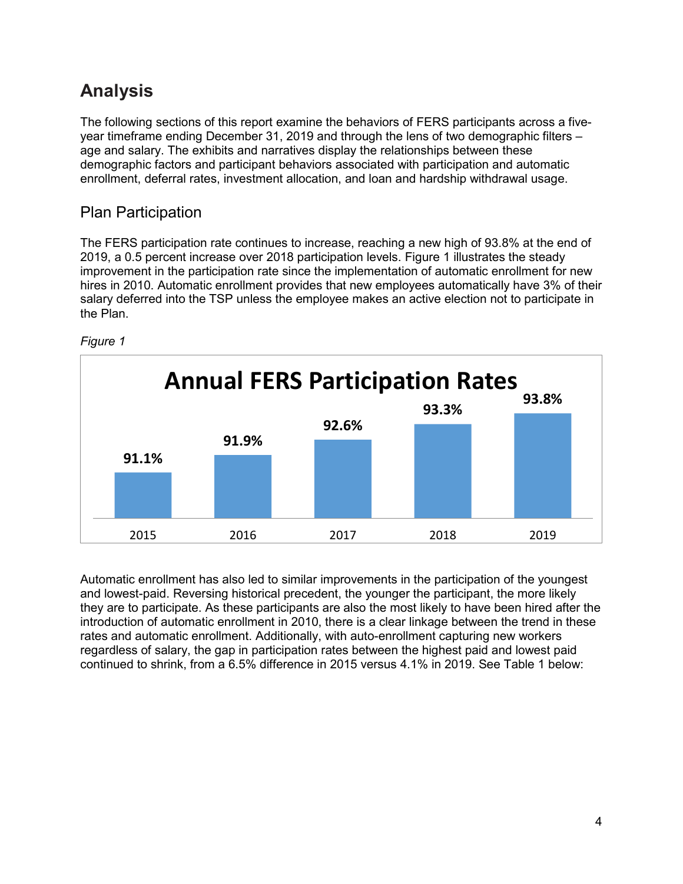# Analysis

The following sections of this report examine the behaviors of FERS participants across a five-year timeframe ending December 31, 2019 and through the lens of two demographic filters – age and salary. The exhibits and narratives display the relationships between these demographic factors and participant behaviors associated with participation and automatic enrollment, deferral rates, investment allocation, and loan and hardship withdrawal usage.

## Plan Participation

The FERS participation rate continues to increase, reaching a new high of 93.8% at the end of 2019, a 0.5 percent increase over 2018 participation levels. Figure 1 illustrates the steady improvement in the participation rate since the implementation of automatic enrollment for new hires in 2010. Automatic enrollment provides that new employees automatically have 3% of their salary deferred into the TSP unless the employee makes an active election not to participate in the Plan.

*Figure 1*

**Annual FERS Participation Rates**

| Year | Participation Rate |
|---|---|
| 2015 | 91.1% |
| 2016 | 91.9% |
| 2017 | 92.6% |
| 2018 | 93.3% |
| 2019 | 93.8% |

Automatic enrollment has also led to similar improvements in the participation of the youngest and lowest-paid. Reversing historical precedent, the younger the participant, the more likely they are to participate. As these participants are also the most likely to have been hired after the introduction of automatic enrollment in 2010, there is a clear linkage between the trend in these rates and automatic enrollment. Additionally, with auto-enrollment capturing new workers regardless of salary, the gap in participation rates between the highest paid and lowest paid continued to shrink, from a 6.5% difference in 2015 versus 4.1% in 2019. See Table 1 below: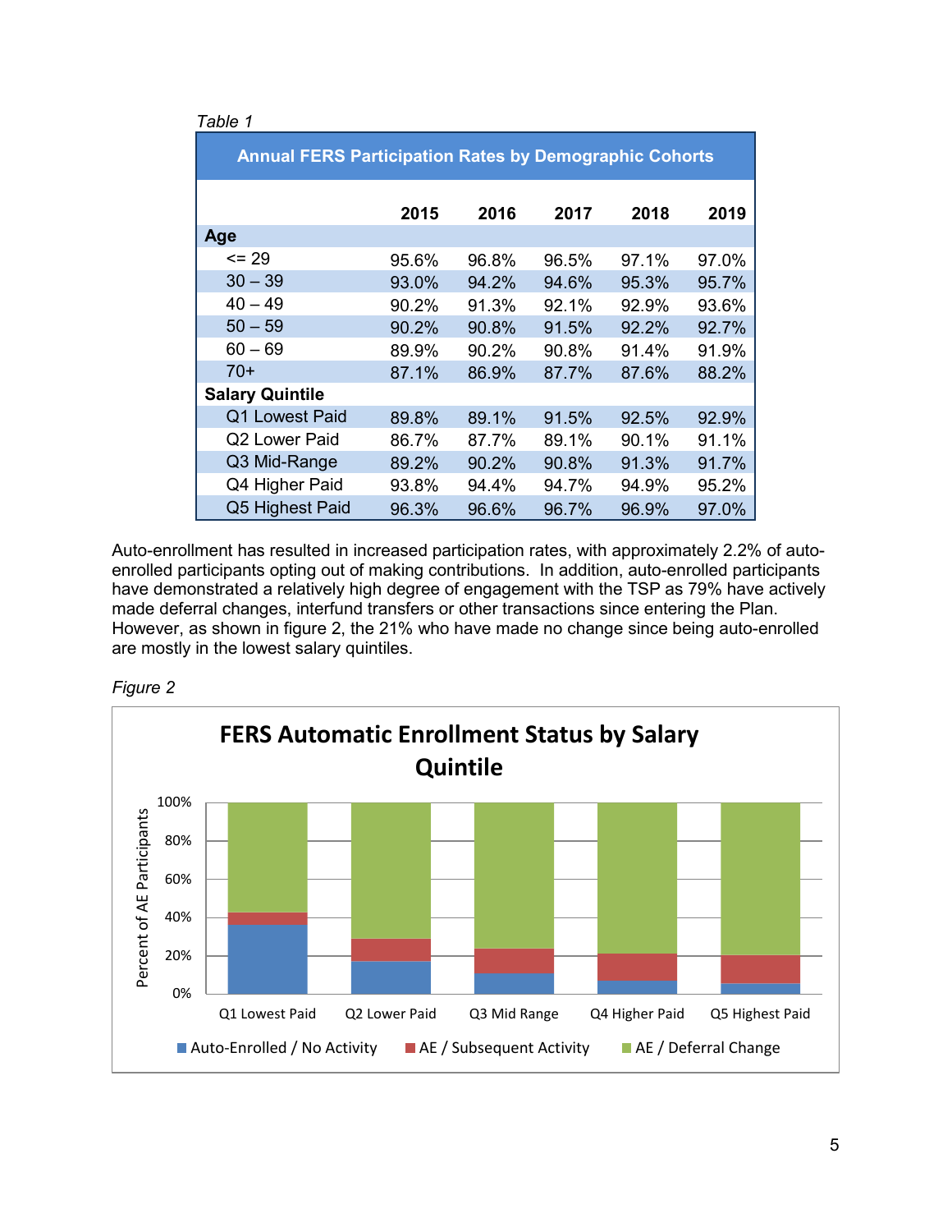*Table 1*

| Annual FERS Participation Rates by Demographic Cohorts | | | | | |
|---|---|---|---|---|---|
| | **2015** | **2016** | **2017** | **2018** | **2019** |
| **Age** | | | | | |
| <= 29 | 95.6% | 96.8% | 96.5% | 97.1% | 97.0% |
| 30 – 39 | 93.0% | 94.2% | 94.6% | 95.3% | 95.7% |
| 40 – 49 | 90.2% | 91.3% | 92.1% | 92.9% | 93.6% |
| 50 – 59 | 90.2% | 90.8% | 91.5% | 92.2% | 92.7% |
| 60 – 69 | 89.9% | 90.2% | 90.8% | 91.4% | 91.9% |
| 70+ | 87.1% | 86.9% | 87.7% | 87.6% | 88.2% |
| **Salary Quintile** | | | | | |
| Q1 Lowest Paid | 89.8% | 89.1% | 91.5% | 92.5% | 92.9% |
| Q2 Lower Paid | 86.7% | 87.7% | 89.1% | 90.1% | 91.1% |
| Q3 Mid-Range | 89.2% | 90.2% | 90.8% | 91.3% | 91.7% |
| Q4 Higher Paid | 93.8% | 94.4% | 94.7% | 94.9% | 95.2% |
| Q5 Highest Paid | 96.3% | 96.6% | 96.7% | 96.9% | 97.0% |

Auto-enrollment has resulted in increased participation rates, with approximately 2.2% of auto-enrolled participants opting out of making contributions. In addition, auto-enrolled participants have demonstrated a relatively high degree of engagement with the TSP as 79% have actively made deferral changes, interfund transfers or other transactions since entering the Plan. However, as shown in figure 2, the 21% who have made no change since being auto-enrolled are mostly in the lowest salary quintiles.

*Figure 2*

**FERS Automatic Enrollment Status by Salary Quintile**

Y-axis: Percent of AE Participants (0%–100%)

Categories: Q1 Lowest Paid, Q2 Lower Paid, Q3 Mid Range, Q4 Higher Paid, Q5 Highest Paid

Legend: Auto-Enrolled / No Activity; AE / Subsequent Activity; AE / Deferral Change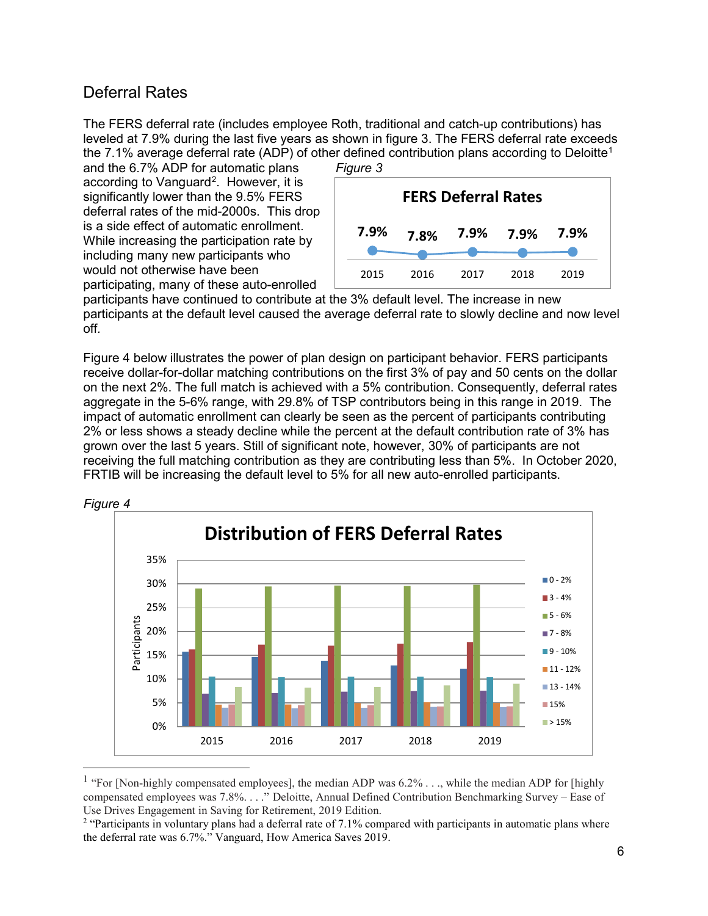## Deferral Rates

The FERS deferral rate (includes employee Roth, traditional and catch-up contributions) has leveled at 7.9% during the last five years as shown in figure 3. The FERS deferral rate exceeds the 7.1% average deferral rate (ADP) of other defined contribution plans according to Deloitte[1] and the 6.7% ADP for automatic plans according to Vanguard[2]. However, it is significantly lower than the 9.5% FERS deferral rates of the mid-2000s. This drop is a side effect of automatic enrollment. While increasing the participation rate by including many new participants who would not otherwise have been participating, many of these auto-enrolled participants have continued to contribute at the 3% default level. The increase in new participants at the default level caused the average deferral rate to slowly decline and now level off.

*Figure 3*

**FERS Deferral Rates**

| 2015 | 2016 | 2017 | 2018 | 2019 |
|---|---|---|---|---|
| 7.9% | 7.8% | 7.9% | 7.9% | 7.9% |

Figure 4 below illustrates the power of plan design on participant behavior. FERS participants receive dollar-for-dollar matching contributions on the first 3% of pay and 50 cents on the dollar on the next 2%. The full match is achieved with a 5% contribution. Consequently, deferral rates aggregate in the 5-6% range, with 29.8% of TSP contributors being in this range in 2019. The impact of automatic enrollment can clearly be seen as the percent of participants contributing 2% or less shows a steady decline while the percent at the default contribution rate of 3% has grown over the last 5 years. Still of significant note, however, 30% of participants are not receiving the full matching contribution as they are contributing less than 5%. In October 2020, FRTIB will be increasing the default level to 5% for all new auto-enrolled participants.

*Figure 4*

**Distribution of FERS Deferral Rates**

---

[1] "For [Non-highly compensated employees], the median ADP was 6.2% . . ., while the median ADP for [highly compensated employees was 7.8%. . . ." Deloitte, Annual Defined Contribution Benchmarking Survey – Ease of Use Drives Engagement in Saving for Retirement, 2019 Edition.

[2] "Participants in voluntary plans had a deferral rate of 7.1% compared with participants in automatic plans where the deferral rate was 6.7%." Vanguard, How America Saves 2019.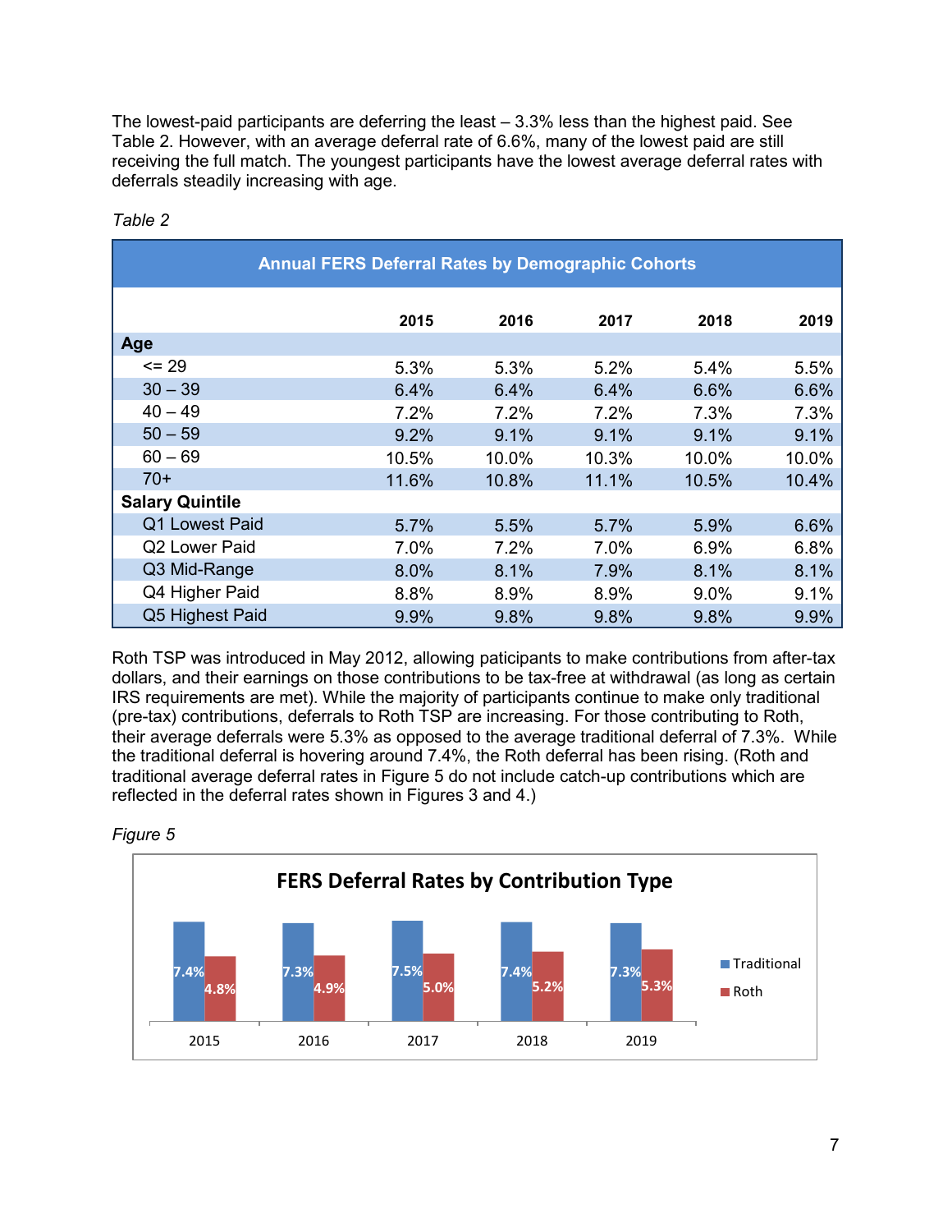The lowest-paid participants are deferring the least – 3.3% less than the highest paid. See Table 2. However, with an average deferral rate of 6.6%, many of the lowest paid are still receiving the full match. The youngest participants have the lowest average deferral rates with deferrals steadily increasing with age.

*Table 2*

| Annual FERS Deferral Rates by Demographic Cohorts | | | | | |
|---|---|---|---|---|---|
| | **2015** | **2016** | **2017** | **2018** | **2019** |
| **Age** | | | | | |
| <= 29 | 5.3% | 5.3% | 5.2% | 5.4% | 5.5% |
| 30 – 39 | 6.4% | 6.4% | 6.4% | 6.6% | 6.6% |
| 40 – 49 | 7.2% | 7.2% | 7.2% | 7.3% | 7.3% |
| 50 – 59 | 9.2% | 9.1% | 9.1% | 9.1% | 9.1% |
| 60 – 69 | 10.5% | 10.0% | 10.3% | 10.0% | 10.0% |
| 70+ | 11.6% | 10.8% | 11.1% | 10.5% | 10.4% |
| **Salary Quintile** | | | | | |
| Q1 Lowest Paid | 5.7% | 5.5% | 5.7% | 5.9% | 6.6% |
| Q2 Lower Paid | 7.0% | 7.2% | 7.0% | 6.9% | 6.8% |
| Q3 Mid-Range | 8.0% | 8.1% | 7.9% | 8.1% | 8.1% |
| Q4 Higher Paid | 8.8% | 8.9% | 8.9% | 9.0% | 9.1% |
| Q5 Highest Paid | 9.9% | 9.8% | 9.8% | 9.8% | 9.9% |

Roth TSP was introduced in May 2012, allowing paticipants to make contributions from after-tax dollars, and their earnings on those contributions to be tax-free at withdrawal (as long as certain IRS requirements are met). While the majority of participants continue to make only traditional (pre-tax) contributions, deferrals to Roth TSP are increasing. For those contributing to Roth, their average deferrals were 5.3% as opposed to the average traditional deferral of 7.3%. While the traditional deferral is hovering around 7.4%, the Roth deferral has been rising. (Roth and traditional average deferral rates in Figure 5 do not include catch-up contributions which are reflected in the deferral rates shown in Figures 3 and 4.)

*Figure 5*

**FERS Deferral Rates by Contribution Type**

| | 2015 | 2016 | 2017 | 2018 | 2019 |
|---|---|---|---|---|---|
| Traditional | 7.4% | 7.3% | 7.5% | 7.4% | 7.3% |
| Roth | 4.8% | 4.9% | 5.0% | 5.2% | 5.3% |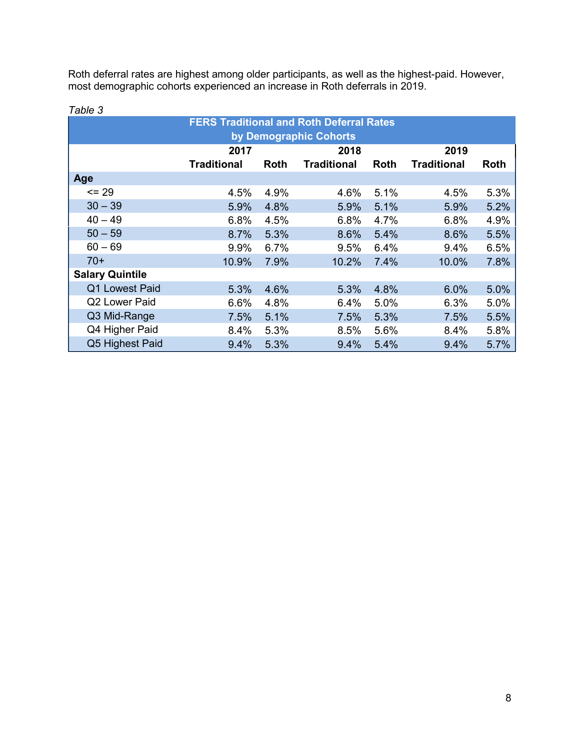Roth deferral rates are highest among older participants, as well as the highest-paid. However, most demographic cohorts experienced an increase in Roth deferrals in 2019.

*Table 3*

| FERS Traditional and Roth Deferral Rates by Demographic Cohorts | | | | | | |
|---|---|---|---|---|---|---|
| | 2017 | | 2018 | | 2019 | |
| | Traditional | Roth | Traditional | Roth | Traditional | Roth |
| **Age** | | | | | | |
| <= 29 | 4.5% | 4.9% | 4.6% | 5.1% | 4.5% | 5.3% |
| 30 – 39 | 5.9% | 4.8% | 5.9% | 5.1% | 5.9% | 5.2% |
| 40 – 49 | 6.8% | 4.5% | 6.8% | 4.7% | 6.8% | 4.9% |
| 50 – 59 | 8.7% | 5.3% | 8.6% | 5.4% | 8.6% | 5.5% |
| 60 – 69 | 9.9% | 6.7% | 9.5% | 6.4% | 9.4% | 6.5% |
| 70+ | 10.9% | 7.9% | 10.2% | 7.4% | 10.0% | 7.8% |
| **Salary Quintile** | | | | | | |
| Q1 Lowest Paid | 5.3% | 4.6% | 5.3% | 4.8% | 6.0% | 5.0% |
| Q2 Lower Paid | 6.6% | 4.8% | 6.4% | 5.0% | 6.3% | 5.0% |
| Q3 Mid-Range | 7.5% | 5.1% | 7.5% | 5.3% | 7.5% | 5.5% |
| Q4 Higher Paid | 8.4% | 5.3% | 8.5% | 5.6% | 8.4% | 5.8% |
| Q5 Highest Paid | 9.4% | 5.3% | 9.4% | 5.4% | 9.4% | 5.7% |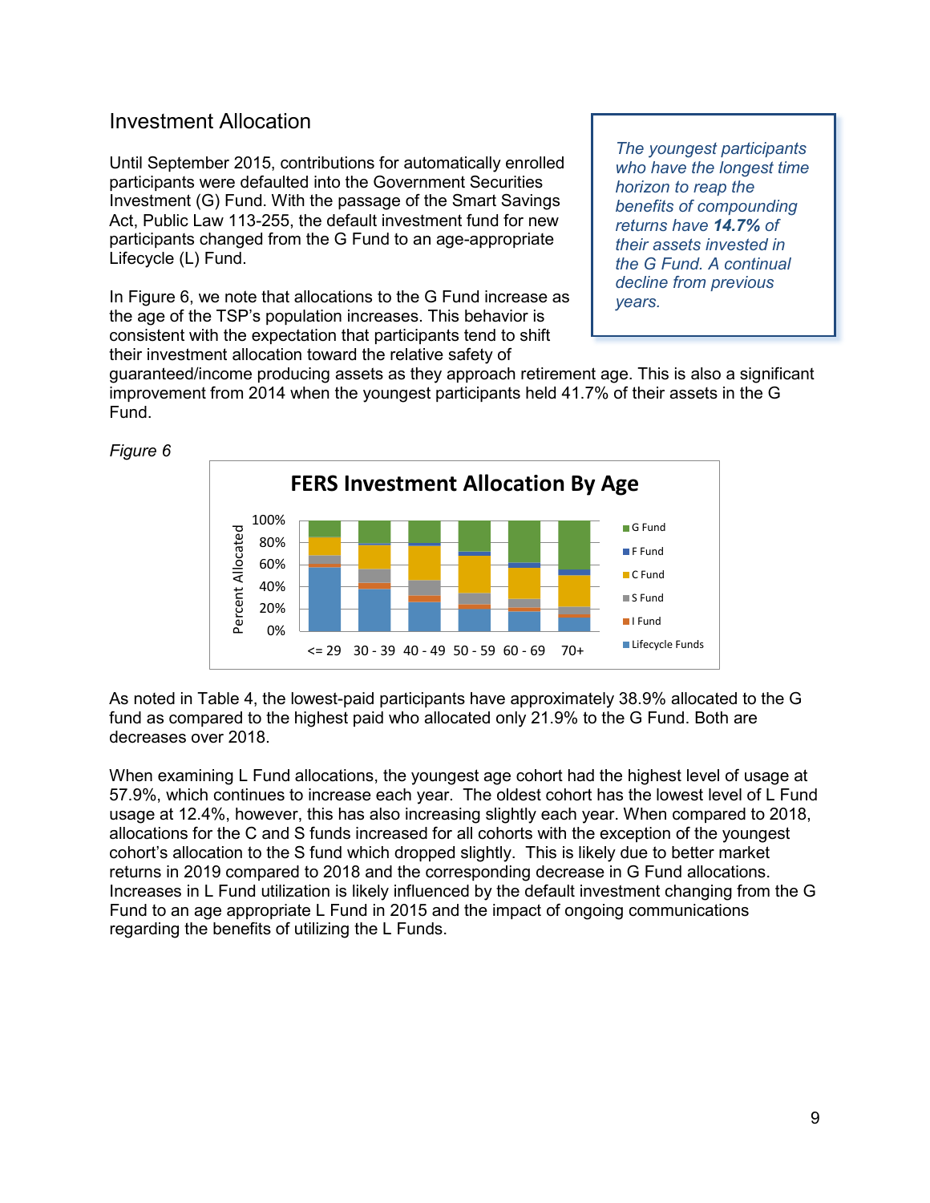## Investment Allocation

Until September 2015, contributions for automatically enrolled participants were defaulted into the Government Securities Investment (G) Fund. With the passage of the Smart Savings Act, Public Law 113-255, the default investment fund for new participants changed from the G Fund to an age-appropriate Lifecycle (L) Fund.

> *The youngest participants who have the longest time horizon to reap the benefits of compounding returns have **14.7%** of their assets invested in the G Fund. A continual decline from previous years.*

In Figure 6, we note that allocations to the G Fund increase as the age of the TSP's population increases. This behavior is consistent with the expectation that participants tend to shift their investment allocation toward the relative safety of guaranteed/income producing assets as they approach retirement age. This is also a significant improvement from 2014 when the youngest participants held 41.7% of their assets in the G Fund.

*Figure 6*

**FERS Investment Allocation By Age**

As noted in Table 4, the lowest-paid participants have approximately 38.9% allocated to the G fund as compared to the highest paid who allocated only 21.9% to the G Fund. Both are decreases over 2018.

When examining L Fund allocations, the youngest age cohort had the highest level of usage at 57.9%, which continues to increase each year. The oldest cohort has the lowest level of L Fund usage at 12.4%, however, this has also increasing slightly each year. When compared to 2018, allocations for the C and S funds increased for all cohorts with the exception of the youngest cohort's allocation to the S fund which dropped slightly. This is likely due to better market returns in 2019 compared to 2018 and the corresponding decrease in G Fund allocations. Increases in L Fund utilization is likely influenced by the default investment changing from the G Fund to an age appropriate L Fund in 2015 and the impact of ongoing communications regarding the benefits of utilizing the L Funds.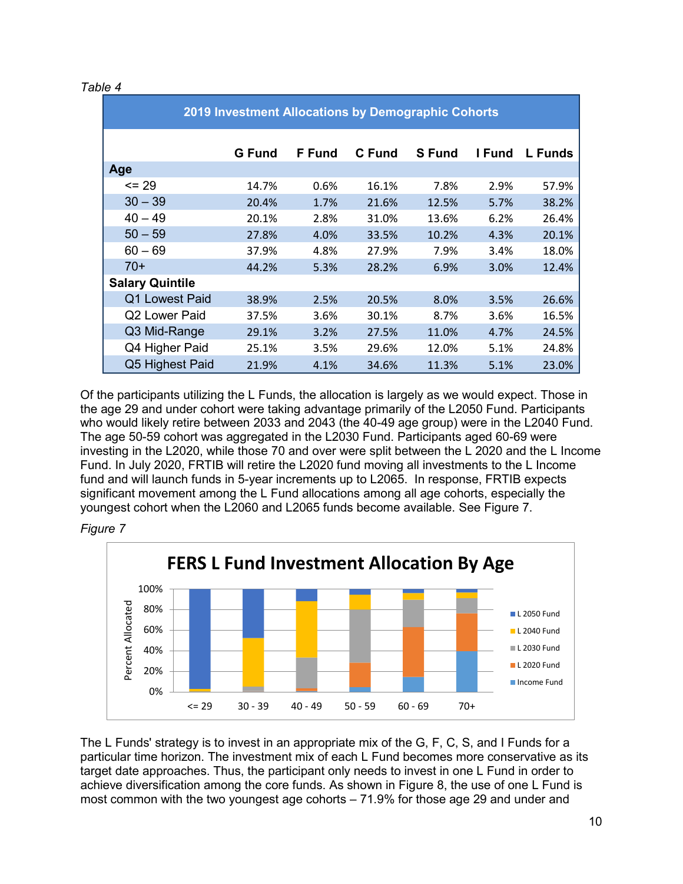*Table 4*

| 2019 Investment Allocations by Demographic Cohorts | | | | | | |
|---|---|---|---|---|---|---|
| | G Fund | F Fund | C Fund | S Fund | I Fund | L Funds |
| **Age** | | | | | | |
| <= 29 | 14.7% | 0.6% | 16.1% | 7.8% | 2.9% | 57.9% |
| 30 – 39 | 20.4% | 1.7% | 21.6% | 12.5% | 5.7% | 38.2% |
| 40 – 49 | 20.1% | 2.8% | 31.0% | 13.6% | 6.2% | 26.4% |
| 50 – 59 | 27.8% | 4.0% | 33.5% | 10.2% | 4.3% | 20.1% |
| 60 – 69 | 37.9% | 4.8% | 27.9% | 7.9% | 3.4% | 18.0% |
| 70+ | 44.2% | 5.3% | 28.2% | 6.9% | 3.0% | 12.4% |
| **Salary Quintile** | | | | | | |
| Q1 Lowest Paid | 38.9% | 2.5% | 20.5% | 8.0% | 3.5% | 26.6% |
| Q2 Lower Paid | 37.5% | 3.6% | 30.1% | 8.7% | 3.6% | 16.5% |
| Q3 Mid-Range | 29.1% | 3.2% | 27.5% | 11.0% | 4.7% | 24.5% |
| Q4 Higher Paid | 25.1% | 3.5% | 29.6% | 12.0% | 5.1% | 24.8% |
| Q5 Highest Paid | 21.9% | 4.1% | 34.6% | 11.3% | 5.1% | 23.0% |

Of the participants utilizing the L Funds, the allocation is largely as we would expect. Those in the age 29 and under cohort were taking advantage primarily of the L2050 Fund. Participants who would likely retire between 2033 and 2043 (the 40-49 age group) were in the L2040 Fund. The age 50-59 cohort was aggregated in the L2030 Fund. Participants aged 60-69 were investing in the L2020, while those 70 and over were split between the L 2020 and the L Income Fund. In July 2020, FRTIB will retire the L2020 fund moving all investments to the L Income fund and will launch funds in 5-year increments up to L2065. In response, FRTIB expects significant movement among the L Fund allocations among all age cohorts, especially the youngest cohort when the L2060 and L2065 funds become available. See Figure 7.

*Figure 7*

**FERS L Fund Investment Allocation By Age**

The L Funds' strategy is to invest in an appropriate mix of the G, F, C, S, and I Funds for a particular time horizon. The investment mix of each L Fund becomes more conservative as its target date approaches. Thus, the participant only needs to invest in one L Fund in order to achieve diversification among the core funds. As shown in Figure 8, the use of one L Fund is most common with the two youngest age cohorts – 71.9% for those age 29 and under and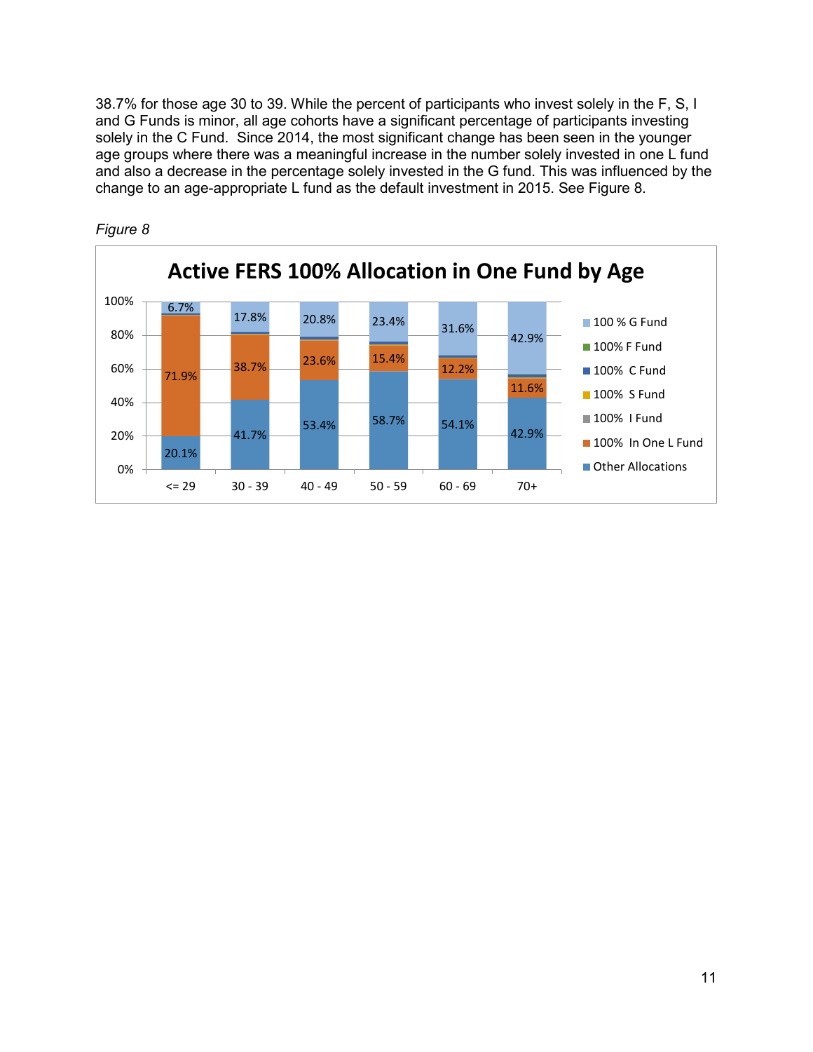38.7% for those age 30 to 39. While the percent of participants who invest solely in the F, S, I and G Funds is minor, all age cohorts have a significant percentage of participants investing solely in the C Fund. Since 2014, the most significant change has been seen in the younger age groups where there was a meaningful increase in the number solely invested in one L fund and also a decrease in the percentage solely invested in the G fund. This was influenced by the change to an age-appropriate L fund as the default investment in 2015. See Figure 8.

*Figure 8*

**Active FERS 100% Allocation in One Fund by Age**

| Age | 100 % G Fund | 100% In One L Fund | Other Allocations |
|---|---|---|---|
| <= 29 | 6.7% | 71.9% | 20.1% |
| 30 - 39 | 17.8% | 38.7% | 41.7% |
| 40 - 49 | 20.8% | 23.6% | 53.4% |
| 50 - 59 | 23.4% | 15.4% | 58.7% |
| 60 - 69 | 31.6% | 12.2% | 54.1% |
| 70+ | 42.9% | 11.6% | 42.9% |

Legend: 100 % G Fund; 100% F Fund; 100% C Fund; 100% S Fund; 100% I Fund; 100% In One L Fund; Other Allocations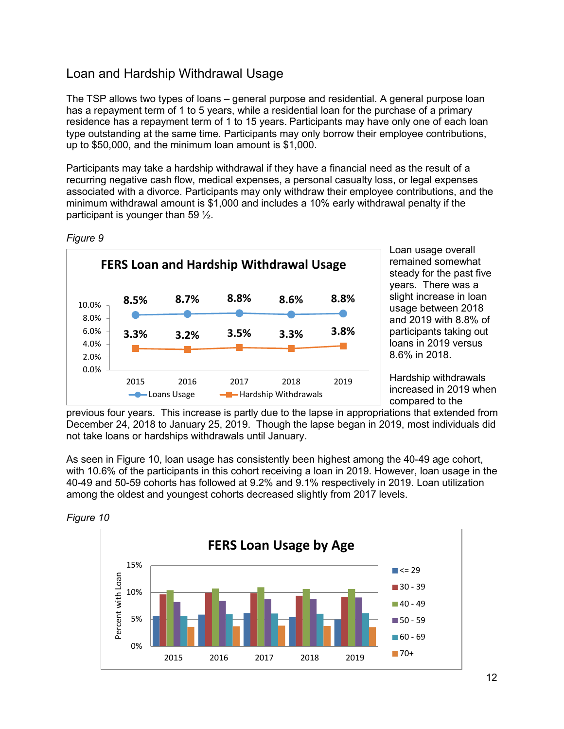## Loan and Hardship Withdrawal Usage

The TSP allows two types of loans – general purpose and residential. A general purpose loan has a repayment term of 1 to 5 years, while a residential loan for the purchase of a primary residence has a repayment term of 1 to 15 years. Participants may have only one of each loan type outstanding at the same time. Participants may only borrow their employee contributions, up to $50,000, and the minimum loan amount is $1,000.

Participants may take a hardship withdrawal if they have a financial need as the result of a recurring negative cash flow, medical expenses, a personal casualty loss, or legal expenses associated with a divorce. Participants may only withdraw their employee contributions, and the minimum withdrawal amount is $1,000 and includes a 10% early withdrawal penalty if the participant is younger than 59 ½.

*Figure 9*

**FERS Loan and Hardship Withdrawal Usage**

| | 2015 | 2016 | 2017 | 2018 | 2019 |
|---|---|---|---|---|---|
| Loans Usage | 8.5% | 8.7% | 8.8% | 8.6% | 8.8% |
| Hardship Withdrawals | 3.3% | 3.2% | 3.5% | 3.3% | 3.8% |

Loan usage overall remained somewhat steady for the past five years. There was a slight increase in loan usage between 2018 and 2019 with 8.8% of participants taking out loans in 2019 versus 8.6% in 2018.

Hardship withdrawals increased in 2019 when compared to the previous four years. This increase is partly due to the lapse in appropriations that extended from December 24, 2018 to January 25, 2019. Though the lapse began in 2019, most individuals did not take loans or hardships withdrawals until January.

As seen in Figure 10, loan usage has consistently been highest among the 40-49 age cohort, with 10.6% of the participants in this cohort receiving a loan in 2019. However, loan usage in the 40-49 and 50-59 cohorts has followed at 9.2% and 9.1% respectively in 2019. Loan utilization among the oldest and youngest cohorts decreased slightly from 2017 levels.

*Figure 10*

**FERS Loan Usage by Age**

(Bar chart: Percent with Loan, 2015–2019, by age cohort: <= 29, 30 - 39, 40 - 49, 50 - 59, 60 - 69, 70+)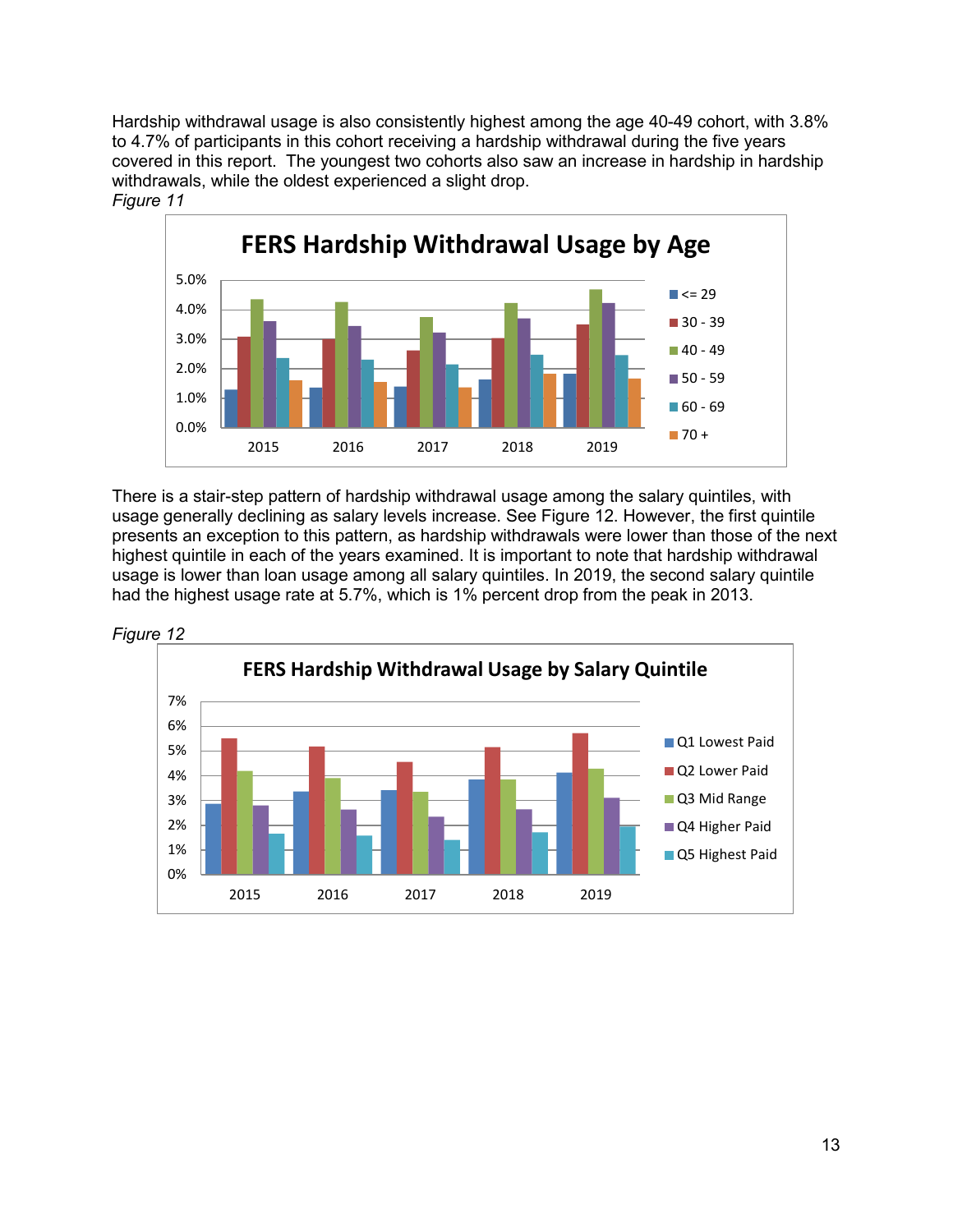Hardship withdrawal usage is also consistently highest among the age 40-49 cohort, with 3.8% to 4.7% of participants in this cohort receiving a hardship withdrawal during the five years covered in this report. The youngest two cohorts also saw an increase in hardship in hardship withdrawals, while the oldest experienced a slight drop.

*Figure 11*

There is a stair-step pattern of hardship withdrawal usage among the salary quintiles, with usage generally declining as salary levels increase. See Figure 12. However, the first quintile presents an exception to this pattern, as hardship withdrawals were lower than those of the next highest quintile in each of the years examined. It is important to note that hardship withdrawal usage is lower than loan usage among all salary quintiles. In 2019, the second salary quintile had the highest usage rate at 5.7%, which is 1% percent drop from the peak in 2013.

*Figure 12*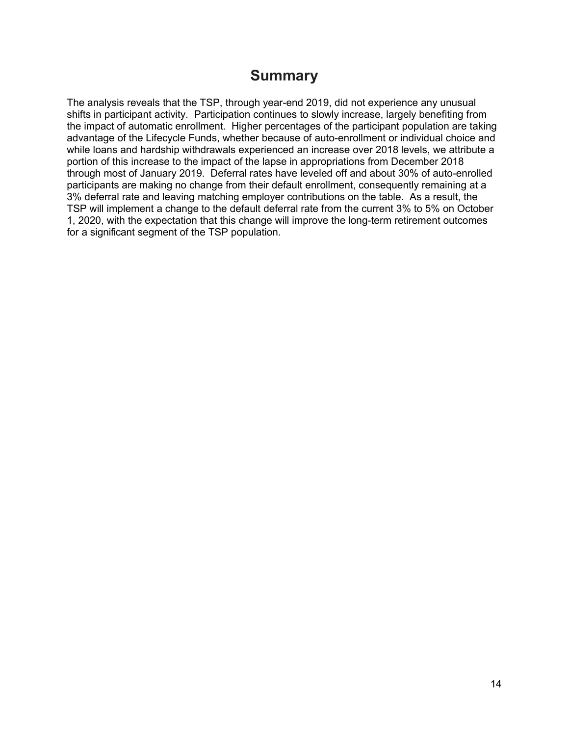# Summary

The analysis reveals that the TSP, through year-end 2019, did not experience any unusual shifts in participant activity. Participation continues to slowly increase, largely benefiting from the impact of automatic enrollment. Higher percentages of the participant population are taking advantage of the Lifecycle Funds, whether because of auto-enrollment or individual choice and while loans and hardship withdrawals experienced an increase over 2018 levels, we attribute a portion of this increase to the impact of the lapse in appropriations from December 2018 through most of January 2019. Deferral rates have leveled off and about 30% of auto-enrolled participants are making no change from their default enrollment, consequently remaining at a 3% deferral rate and leaving matching employer contributions on the table. As a result, the TSP will implement a change to the default deferral rate from the current 3% to 5% on October 1, 2020, with the expectation that this change will improve the long-term retirement outcomes for a significant segment of the TSP population.